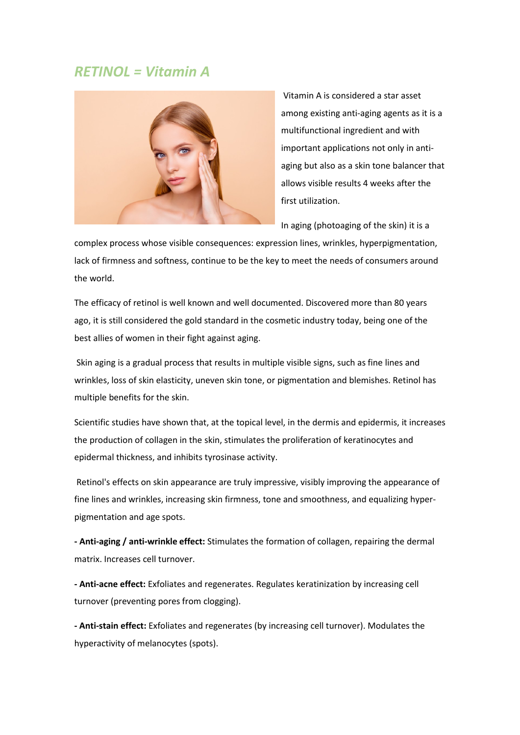## *RETINOL = Vitamin A*

Vitamin A is considered a star asset among existing anti-aging agents as it is a multifunctional ingredient and with important applications not only in anti-aging but also as a skin tone balancer that allows visible results 4 weeks after the first utilization.

In aging (photoaging of the skin) it is a complex process whose visible consequences: expression lines, wrinkles, hyperpigmentation, lack of firmness and softness, continue to be the key to meet the needs of consumers around the world.

The efficacy of retinol is well known and well documented. Discovered more than 80 years ago, it is still considered the gold standard in the cosmetic industry today, being one of the best allies of women in their fight against aging.

Skin aging is a gradual process that results in multiple visible signs, such as fine lines and wrinkles, loss of skin elasticity, uneven skin tone, or pigmentation and blemishes. Retinol has multiple benefits for the skin.

Scientific studies have shown that, at the topical level, in the dermis and epidermis, it increases the production of collagen in the skin, stimulates the proliferation of keratinocytes and epidermal thickness, and inhibits tyrosinase activity.

Retinol's effects on skin appearance are truly impressive, visibly improving the appearance of fine lines and wrinkles, increasing skin firmness, tone and smoothness, and equalizing hyper-pigmentation and age spots.

**- Anti-aging / anti-wrinkle effect:** Stimulates the formation of collagen, repairing the dermal matrix. Increases cell turnover.

**- Anti-acne effect:** Exfoliates and regenerates. Regulates keratinization by increasing cell turnover (preventing pores from clogging).

**- Anti-stain effect:** Exfoliates and regenerates (by increasing cell turnover). Modulates the hyperactivity of melanocytes (spots).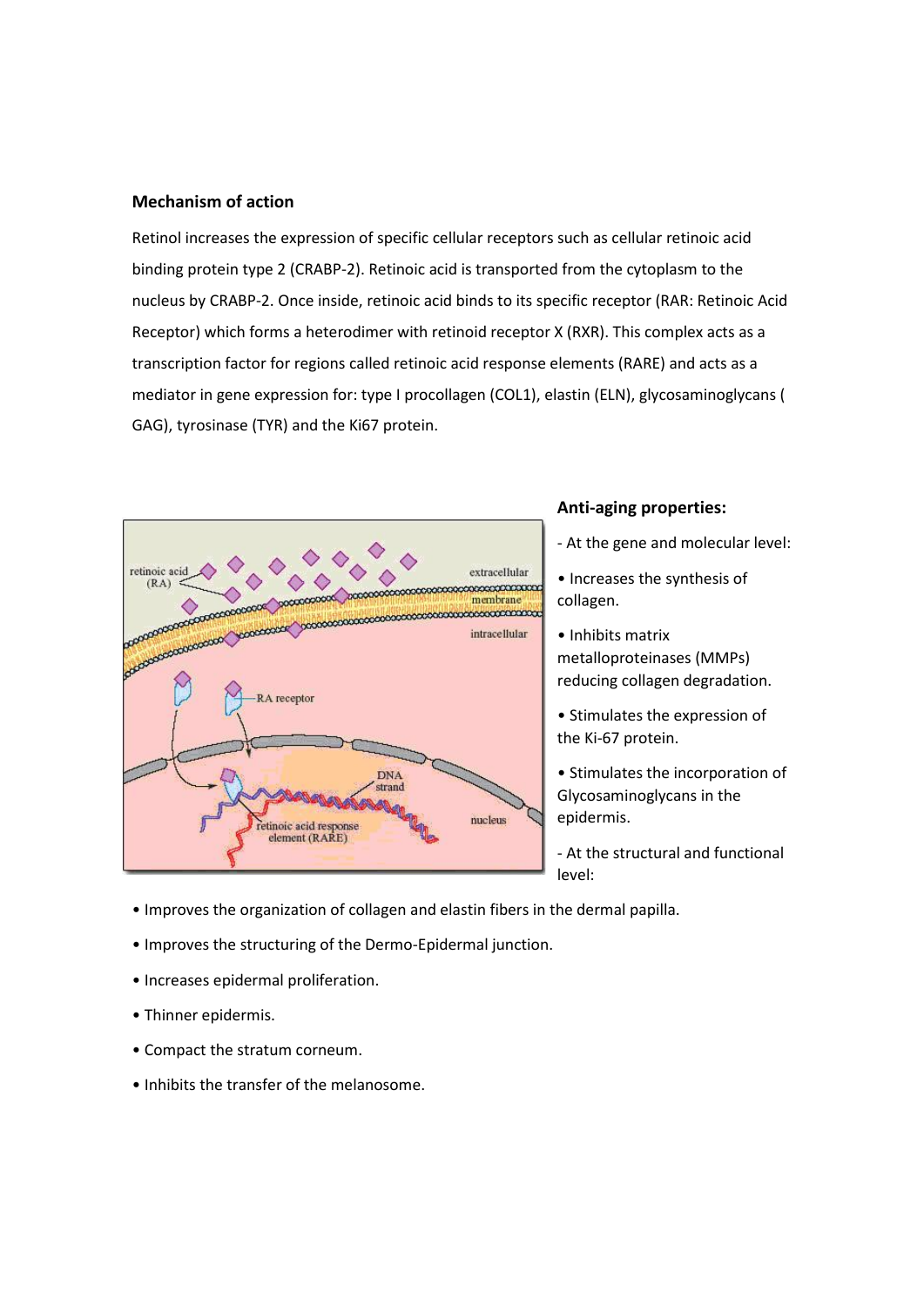### Mechanism of action

Retinol increases the expression of specific cellular receptors such as cellular retinoic acid binding protein type 2 (CRABP-2). Retinoic acid is transported from the cytoplasm to the nucleus by CRABP-2. Once inside, retinoic acid binds to its specific receptor (RAR: Retinoic Acid Receptor) which forms a heterodimer with retinoid receptor X (RXR). This complex acts as a transcription factor for regions called retinoic acid response elements (RARE) and acts as a mediator in gene expression for: type I procollagen (COL1), elastin (ELN), glycosaminoglycans ( GAG), tyrosinase (TYR) and the Ki67 protein.

### Anti-aging properties:

- At the gene and molecular level:

• Increases the synthesis of collagen.

• Inhibits matrix metalloproteinases (MMPs) reducing collagen degradation.

• Stimulates the expression of the Ki-67 protein.

• Stimulates the incorporation of Glycosaminoglycans in the epidermis.

- At the structural and functional level:

• Improves the organization of collagen and elastin fibers in the dermal papilla.

• Improves the structuring of the Dermo-Epidermal junction.

• Increases epidermal proliferation.

• Thinner epidermis.

• Compact the stratum corneum.

• Inhibits the transfer of the melanosome.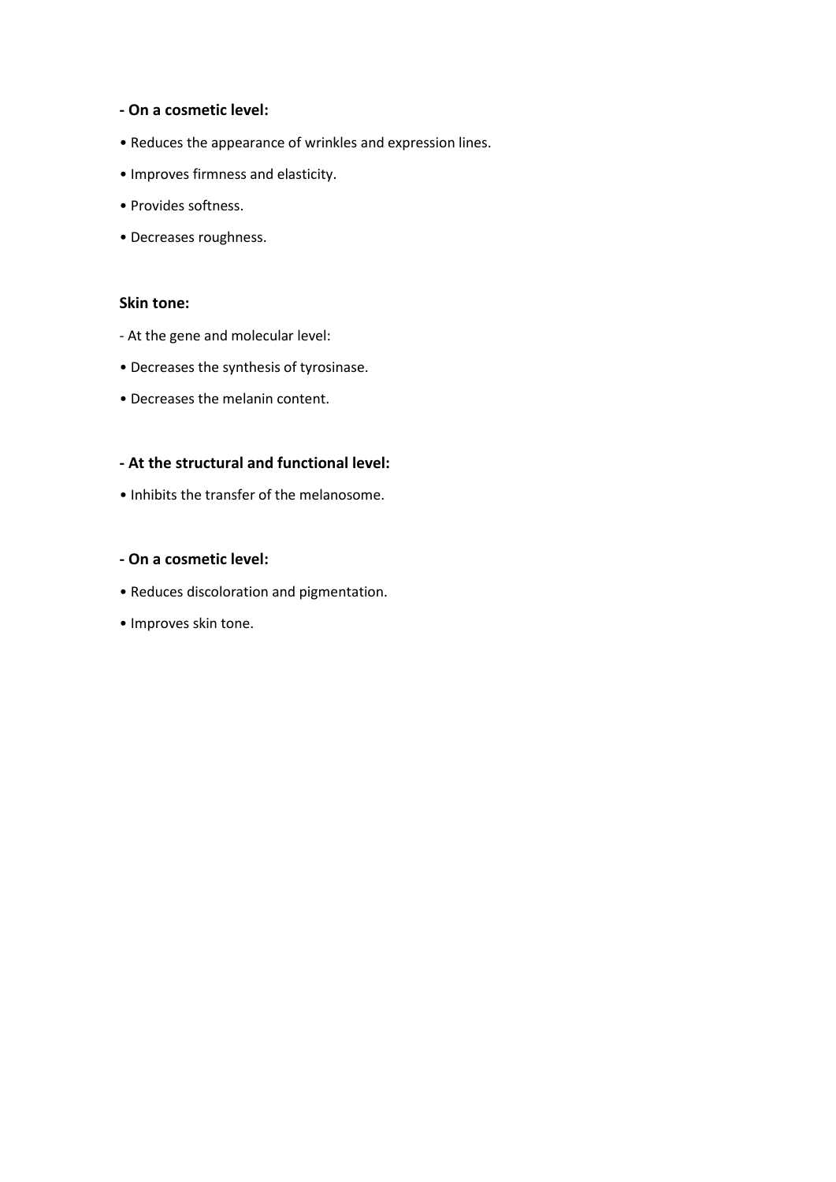**- On a cosmetic level:**

• Reduces the appearance of wrinkles and expression lines.

• Improves firmness and elasticity.

• Provides softness.

• Decreases roughness.

**Skin tone:**

- At the gene and molecular level:

• Decreases the synthesis of tyrosinase.

• Decreases the melanin content.

**- At the structural and functional level:**

• Inhibits the transfer of the melanosome.

**- On a cosmetic level:**

• Reduces discoloration and pigmentation.

• Improves skin tone.